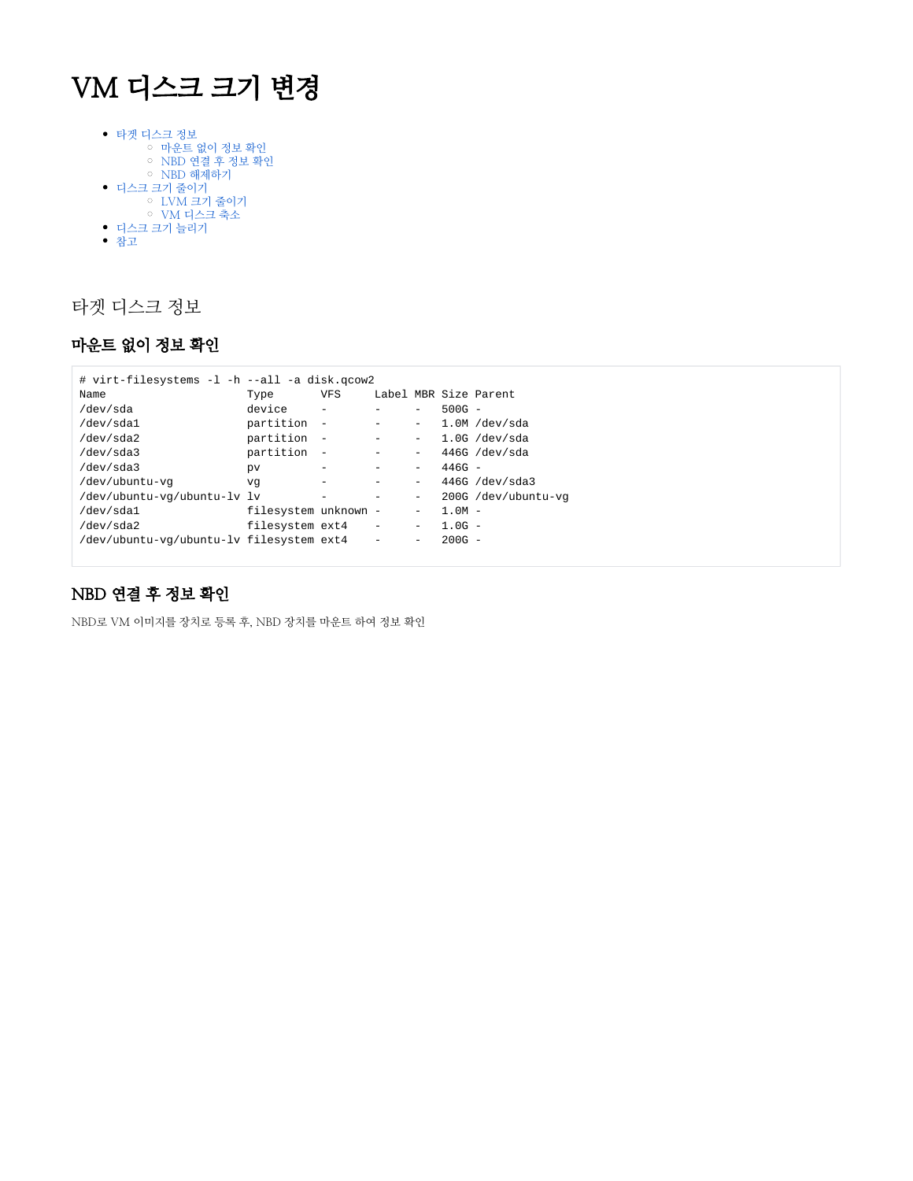# VM 디스크 크기 변경

- 타겟 디스크 정보
  - 마운트 없이 정보 확인
  - NBD 연결 후 정보 확인
  - NBD 해제하기
- 디스크 크기 줄이기
  - LVM 크기 줄이기
  - VM 디스크 축소
- 디스크 크기 늘리기
- 참고

## 타겟 디스크 정보

### 마운트 없이 정보 확인

```
# virt-filesystems -l -h --all -a disk.qcow2
Name                      Type       VFS     Label MBR Size Parent
/dev/sda                  device     -       -     -   500G -
/dev/sda1                 partition  -       -     -   1.0M /dev/sda
/dev/sda2                 partition  -       -     -   1.0G /dev/sda
/dev/sda3                 partition  -       -     -   446G /dev/sda
/dev/sda3                 pv         -       -     -   446G -
/dev/ubuntu-vg            vg         -       -     -   446G /dev/sda3
/dev/ubuntu-vg/ubuntu-lv  lv         -       -     -   200G /dev/ubuntu-vg
/dev/sda1                 filesystem unknown -     -   1.0M -
/dev/sda2                 filesystem ext4    -     -   1.0G -
/dev/ubuntu-vg/ubuntu-lv  filesystem ext4    -     -   200G -
```

### NBD 연결 후 정보 확인

NBD로 VM 이미지를 장치로 등록 후, NBD 장치를 마운트 하여 정보 확인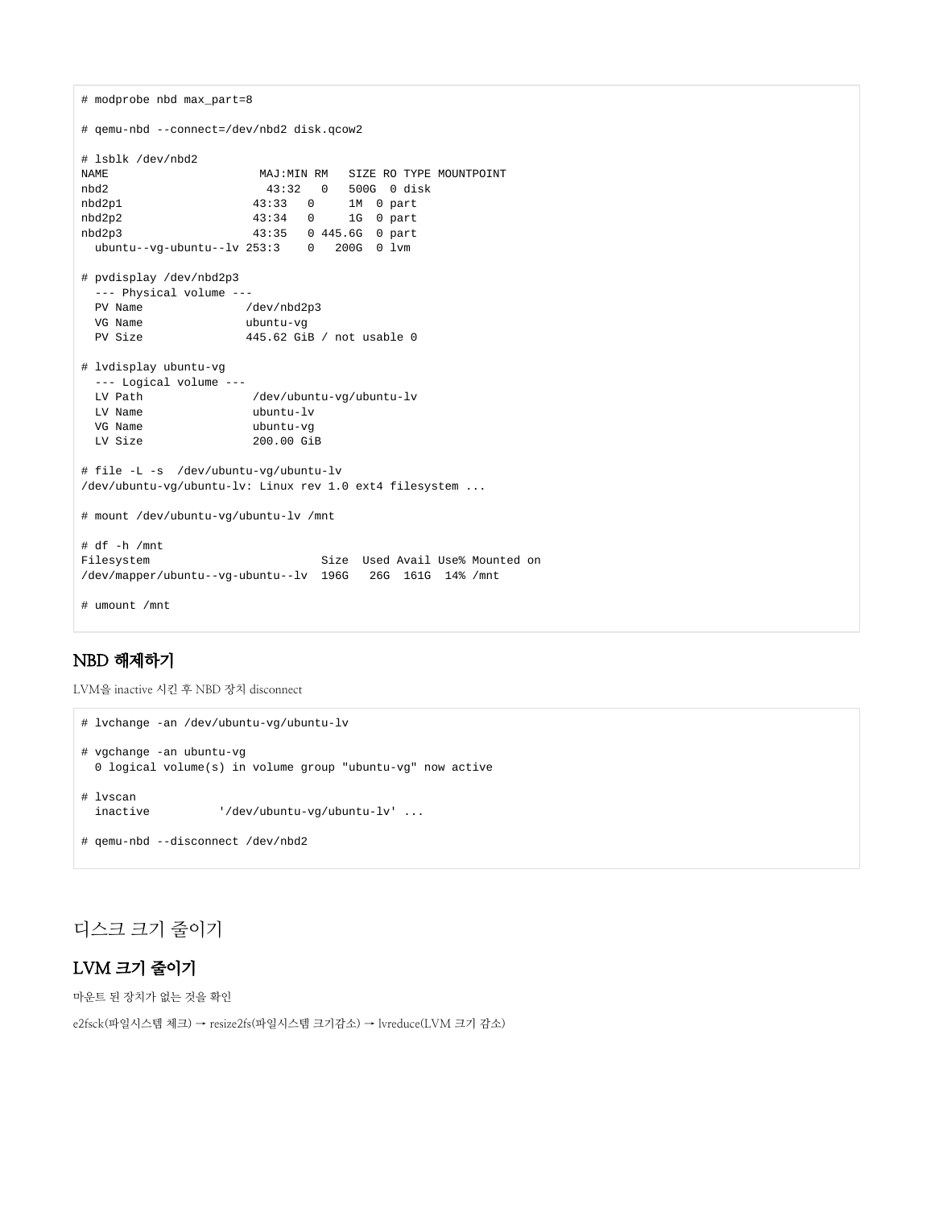```
# modprobe nbd max_part=8

# qemu-nbd --connect=/dev/nbd2 disk.qcow2

# lsblk /dev/nbd2
NAME                       MAJ:MIN RM   SIZE RO TYPE MOUNTPOINT
nbd2                        43:32   0   500G  0 disk
nbd2p1                     43:33   0     1M  0 part
nbd2p2                     43:34   0     1G  0 part
nbd2p3                     43:35   0 445.6G  0 part
  ubuntu--vg-ubuntu--lv 253:3    0   200G  0 lvm

# pvdisplay /dev/nbd2p3
  --- Physical volume ---
  PV Name               /dev/nbd2p3
  VG Name               ubuntu-vg
  PV Size               445.62 GiB / not usable 0

# lvdisplay ubuntu-vg
  --- Logical volume ---
  LV Path                /dev/ubuntu-vg/ubuntu-lv
  LV Name                ubuntu-lv
  VG Name                ubuntu-vg
  LV Size                200.00 GiB

# file -L -s  /dev/ubuntu-vg/ubuntu-lv
/dev/ubuntu-vg/ubuntu-lv: Linux rev 1.0 ext4 filesystem ...

# mount /dev/ubuntu-vg/ubuntu-lv /mnt

# df -h /mnt
Filesystem                         Size  Used Avail Use% Mounted on
/dev/mapper/ubuntu--vg-ubuntu--lv  196G   26G  161G  14% /mnt

# umount /mnt
```

## NBD 해제하기

LVM을 inactive 시킨 후 NBD 장치 disconnect

```
# lvchange -an /dev/ubuntu-vg/ubuntu-lv

# vgchange -an ubuntu-vg
  0 logical volume(s) in volume group "ubuntu-vg" now active

# lvscan
  inactive          '/dev/ubuntu-vg/ubuntu-lv' ...

# qemu-nbd --disconnect /dev/nbd2
```

# 디스크 크기 줄이기

## LVM 크기 줄이기

마운트 된 장치가 없는 것을 확인

e2fsck(파일시스템 체크) → resize2fs(파일시스템 크기감소) → lvreduce(LVM 크기 감소)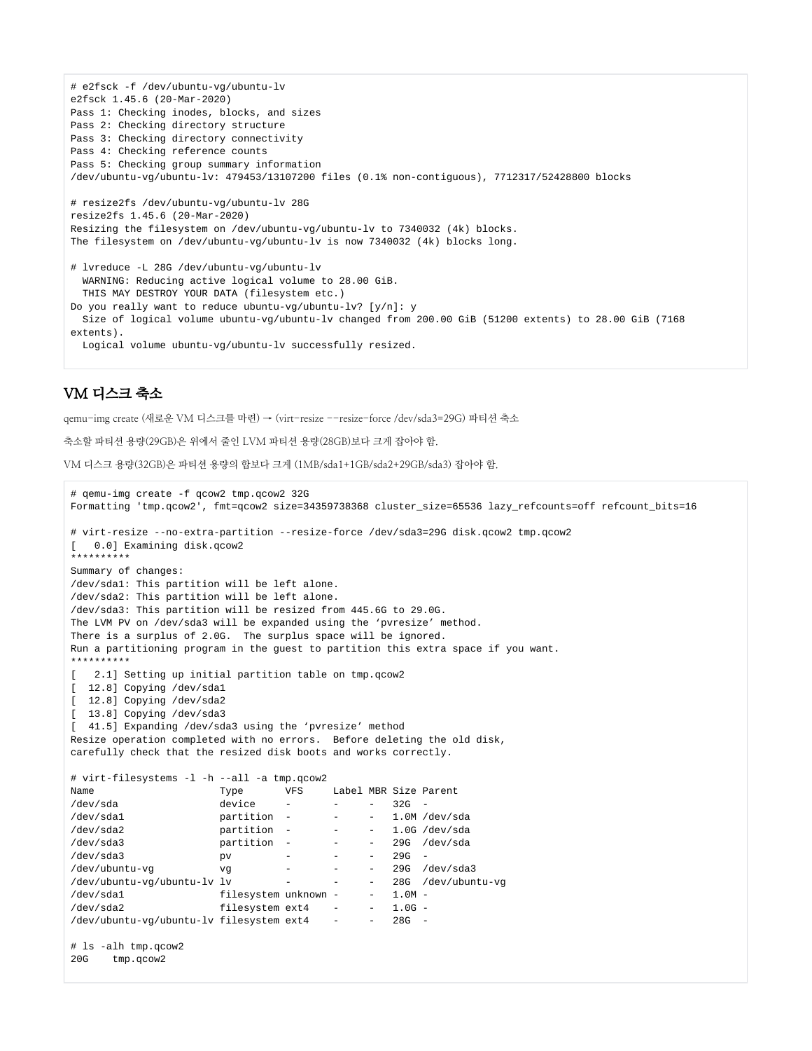```
# e2fsck -f /dev/ubuntu-vg/ubuntu-lv
e2fsck 1.45.6 (20-Mar-2020)
Pass 1: Checking inodes, blocks, and sizes
Pass 2: Checking directory structure
Pass 3: Checking directory connectivity
Pass 4: Checking reference counts
Pass 5: Checking group summary information
/dev/ubuntu-vg/ubuntu-lv: 479453/13107200 files (0.1% non-contiguous), 7712317/52428800 blocks

# resize2fs /dev/ubuntu-vg/ubuntu-lv 28G
resize2fs 1.45.6 (20-Mar-2020)
Resizing the filesystem on /dev/ubuntu-vg/ubuntu-lv to 7340032 (4k) blocks.
The filesystem on /dev/ubuntu-vg/ubuntu-lv is now 7340032 (4k) blocks long.

# lvreduce -L 28G /dev/ubuntu-vg/ubuntu-lv
  WARNING: Reducing active logical volume to 28.00 GiB.
  THIS MAY DESTROY YOUR DATA (filesystem etc.)
Do you really want to reduce ubuntu-vg/ubuntu-lv? [y/n]: y
  Size of logical volume ubuntu-vg/ubuntu-lv changed from 200.00 GiB (51200 extents) to 28.00 GiB (7168
extents).
  Logical volume ubuntu-vg/ubuntu-lv successfully resized.
```

## VM 디스크 축소

qemu-img create (새로운 VM 디스크를 마련) → (virt-resize --resize-force /dev/sda3=29G) 파티션 축소

축소할 파티션 용량(29GB)은 위에서 줄인 LVM 파티션 용량(28GB)보다 크게 잡아야 함.

VM 디스크 용량(32GB)은 파티션 용량의 합보다 크게 (1MB/sda1+1GB/sda2+29GB/sda3) 잡아야 함.

```
# qemu-img create -f qcow2 tmp.qcow2 32G
Formatting 'tmp.qcow2', fmt=qcow2 size=34359738368 cluster_size=65536 lazy_refcounts=off refcount_bits=16

# virt-resize --no-extra-partition --resize-force /dev/sda3=29G disk.qcow2 tmp.qcow2
[   0.0] Examining disk.qcow2
**********
Summary of changes:
/dev/sda1: This partition will be left alone.
/dev/sda2: This partition will be left alone.
/dev/sda3: This partition will be resized from 445.6G to 29.0G.
The LVM PV on /dev/sda3 will be expanded using the 'pvresize' method.
There is a surplus of 2.0G.  The surplus space will be ignored.
Run a partitioning program in the guest to partition this extra space if you want.
**********
[   2.1] Setting up initial partition table on tmp.qcow2
[  12.8] Copying /dev/sda1
[  12.8] Copying /dev/sda2
[  13.8] Copying /dev/sda3
[  41.5] Expanding /dev/sda3 using the 'pvresize' method
Resize operation completed with no errors.  Before deleting the old disk,
carefully check that the resized disk boots and works correctly.

# virt-filesystems -l -h --all -a tmp.qcow2
Name                     Type       VFS     Label MBR Size Parent
/dev/sda                 device     -       -     -   32G  -
/dev/sda1                partition  -       -     -   1.0M /dev/sda
/dev/sda2                partition  -       -     -   1.0G /dev/sda
/dev/sda3                partition  -       -     -   29G  /dev/sda
/dev/sda3                pv         -       -     -   29G  -
/dev/ubuntu-vg           vg         -       -     -   29G  /dev/sda3
/dev/ubuntu-vg/ubuntu-lv lv         -       -     -   28G  /dev/ubuntu-vg
/dev/sda1                filesystem unknown -     -   1.0M -
/dev/sda2                filesystem ext4    -     -   1.0G -
/dev/ubuntu-vg/ubuntu-lv filesystem ext4    -     -   28G  -

# ls -alh tmp.qcow2
20G    tmp.qcow2
```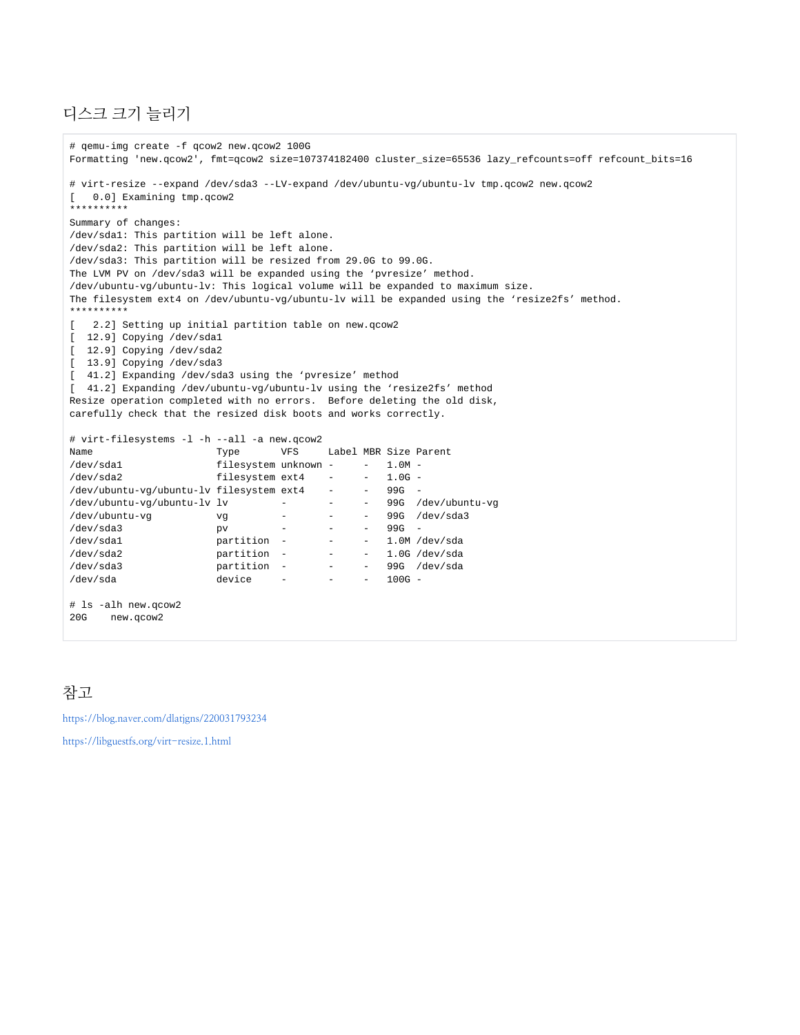## 디스크 크기 늘리기

```
# qemu-img create -f qcow2 new.qcow2 100G
Formatting 'new.qcow2', fmt=qcow2 size=107374182400 cluster_size=65536 lazy_refcounts=off refcount_bits=16

# virt-resize --expand /dev/sda3 --LV-expand /dev/ubuntu-vg/ubuntu-lv tmp.qcow2 new.qcow2
[   0.0] Examining tmp.qcow2
**********
Summary of changes:
/dev/sda1: This partition will be left alone.
/dev/sda2: This partition will be left alone.
/dev/sda3: This partition will be resized from 29.0G to 99.0G.
The LVM PV on /dev/sda3 will be expanded using the 'pvresize' method.
/dev/ubuntu-vg/ubuntu-lv: This logical volume will be expanded to maximum size.
The filesystem ext4 on /dev/ubuntu-vg/ubuntu-lv will be expanded using the 'resize2fs' method.
**********
[   2.2] Setting up initial partition table on new.qcow2
[  12.9] Copying /dev/sda1
[  12.9] Copying /dev/sda2
[  13.9] Copying /dev/sda3
[  41.2] Expanding /dev/sda3 using the 'pvresize' method
[  41.2] Expanding /dev/ubuntu-vg/ubuntu-lv using the 'resize2fs' method
Resize operation completed with no errors.  Before deleting the old disk,
carefully check that the resized disk boots and works correctly.

# virt-filesystems -l -h --all -a new.qcow2
Name                     Type       VFS     Label MBR Size Parent
/dev/sda1                filesystem unknown -     -   1.0M -
/dev/sda2                filesystem ext4    -     -   1.0G -
/dev/ubuntu-vg/ubuntu-lv filesystem ext4    -     -   99G  -
/dev/ubuntu-vg/ubuntu-lv lv         -       -     -   99G  /dev/ubuntu-vg
/dev/ubuntu-vg           vg         -       -     -   99G  /dev/sda3
/dev/sda3                pv         -       -     -   99G  -
/dev/sda1                partition  -       -     -   1.0M /dev/sda
/dev/sda2                partition  -       -     -   1.0G /dev/sda
/dev/sda3                partition  -       -     -   99G  /dev/sda
/dev/sda                 device     -       -     -   100G -

# ls -alh new.qcow2
20G    new.qcow2
```

## 참고

https://blog.naver.com/dlatjgns/220031793234

https://libguestfs.org/virt-resize.1.html